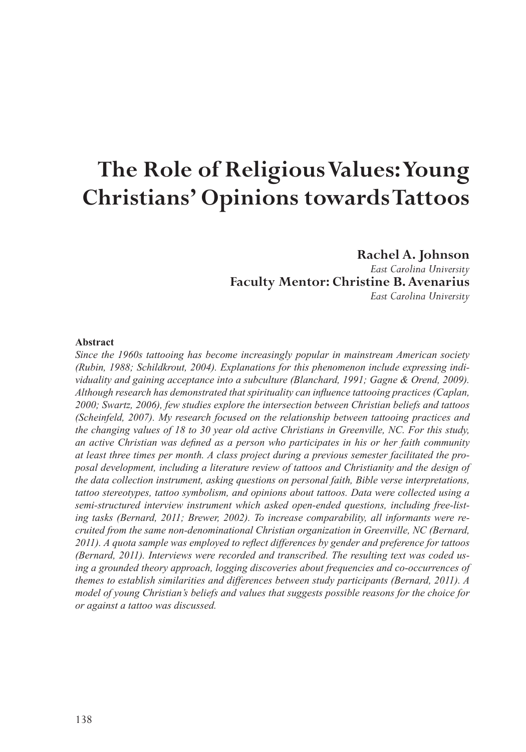# The Role of Religious Values: Young Christians' Opinions towards Tattoos

**Rachel A. Johnson**
*East Carolina University*
**Faculty Mentor: Christine B. Avenarius**
*East Carolina University*

**Abstract**

*Since the 1960s tattooing has become increasingly popular in mainstream American society (Rubin, 1988; Schildkrout, 2004). Explanations for this phenomenon include expressing individuality and gaining acceptance into a subculture (Blanchard, 1991; Gagne & Orend, 2009). Although research has demonstrated that spirituality can influence tattooing practices (Caplan, 2000; Swartz, 2006), few studies explore the intersection between Christian beliefs and tattoos (Scheinfeld, 2007). My research focused on the relationship between tattooing practices and the changing values of 18 to 30 year old active Christians in Greenville, NC. For this study, an active Christian was defined as a person who participates in his or her faith community at least three times per month. A class project during a previous semester facilitated the proposal development, including a literature review of tattoos and Christianity and the design of the data collection instrument, asking questions on personal faith, Bible verse interpretations, tattoo stereotypes, tattoo symbolism, and opinions about tattoos. Data were collected using a semi-structured interview instrument which asked open-ended questions, including free-listing tasks (Bernard, 2011; Brewer, 2002). To increase comparability, all informants were recruited from the same non-denominational Christian organization in Greenville, NC (Bernard, 2011). A quota sample was employed to reflect differences by gender and preference for tattoos (Bernard, 2011). Interviews were recorded and transcribed. The resulting text was coded using a grounded theory approach, logging discoveries about frequencies and co-occurrences of themes to establish similarities and differences between study participants (Bernard, 2011). A model of young Christian's beliefs and values that suggests possible reasons for the choice for or against a tattoo was discussed.*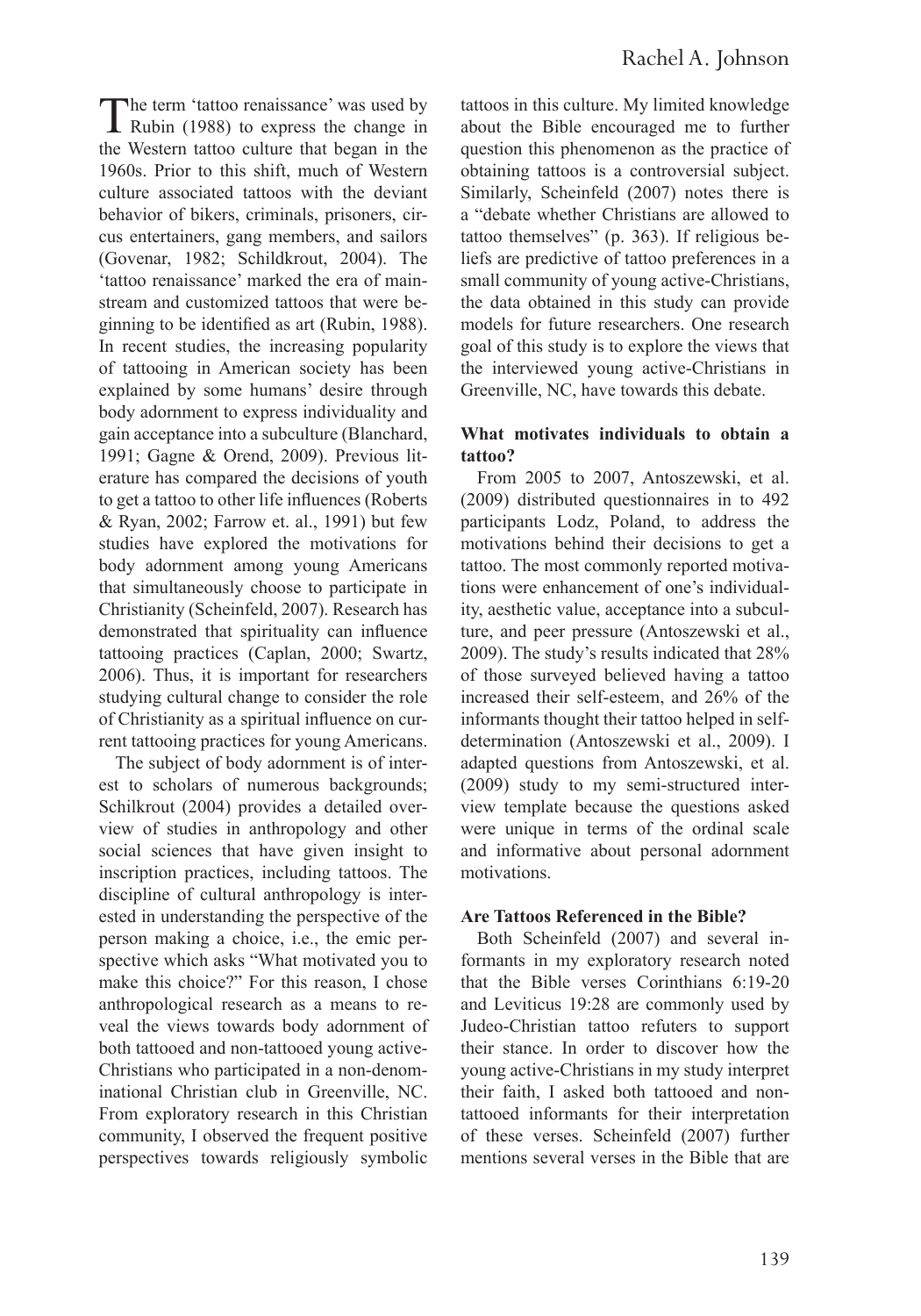The term 'tattoo renaissance' was used by Rubin (1988) to express the change in the Western tattoo culture that began in the 1960s. Prior to this shift, much of Western culture associated tattoos with the deviant behavior of bikers, criminals, prisoners, circus entertainers, gang members, and sailors (Govenar, 1982; Schildkrout, 2004). The 'tattoo renaissance' marked the era of mainstream and customized tattoos that were beginning to be identified as art (Rubin, 1988). In recent studies, the increasing popularity of tattooing in American society has been explained by some humans' desire through body adornment to express individuality and gain acceptance into a subculture (Blanchard, 1991; Gagne & Orend, 2009). Previous literature has compared the decisions of youth to get a tattoo to other life influences (Roberts & Ryan, 2002; Farrow et. al., 1991) but few studies have explored the motivations for body adornment among young Americans that simultaneously choose to participate in Christianity (Scheinfeld, 2007). Research has demonstrated that spirituality can influence tattooing practices (Caplan, 2000; Swartz, 2006). Thus, it is important for researchers studying cultural change to consider the role of Christianity as a spiritual influence on current tattooing practices for young Americans.

The subject of body adornment is of interest to scholars of numerous backgrounds; Schilkrout (2004) provides a detailed overview of studies in anthropology and other social sciences that have given insight to inscription practices, including tattoos. The discipline of cultural anthropology is interested in understanding the perspective of the person making a choice, i.e., the emic perspective which asks "What motivated you to make this choice?" For this reason, I chose anthropological research as a means to reveal the views towards body adornment of both tattooed and non-tattooed young active-Christians who participated in a non-denominational Christian club in Greenville, NC. From exploratory research in this Christian community, I observed the frequent positive perspectives towards religiously symbolic tattoos in this culture. My limited knowledge about the Bible encouraged me to further question this phenomenon as the practice of obtaining tattoos is a controversial subject. Similarly, Scheinfeld (2007) notes there is a "debate whether Christians are allowed to tattoo themselves" (p. 363). If religious beliefs are predictive of tattoo preferences in a small community of young active-Christians, the data obtained in this study can provide models for future researchers. One research goal of this study is to explore the views that the interviewed young active-Christians in Greenville, NC, have towards this debate.

### What motivates individuals to obtain a tattoo?

From 2005 to 2007, Antoszewski, et al. (2009) distributed questionnaires in to 492 participants Lodz, Poland, to address the motivations behind their decisions to get a tattoo. The most commonly reported motivations were enhancement of one's individuality, aesthetic value, acceptance into a subculture, and peer pressure (Antoszewski et al., 2009). The study's results indicated that 28% of those surveyed believed having a tattoo increased their self-esteem, and 26% of the informants thought their tattoo helped in self-determination (Antoszewski et al., 2009). I adapted questions from Antoszewski, et al. (2009) study to my semi-structured interview template because the questions asked were unique in terms of the ordinal scale and informative about personal adornment motivations.

### Are Tattoos Referenced in the Bible?

Both Scheinfeld (2007) and several informants in my exploratory research noted that the Bible verses Corinthians 6:19-20 and Leviticus 19:28 are commonly used by Judeo-Christian tattoo refuters to support their stance. In order to discover how the young active-Christians in my study interpret their faith, I asked both tattooed and non-tattooed informants for their interpretation of these verses. Scheinfeld (2007) further mentions several verses in the Bible that are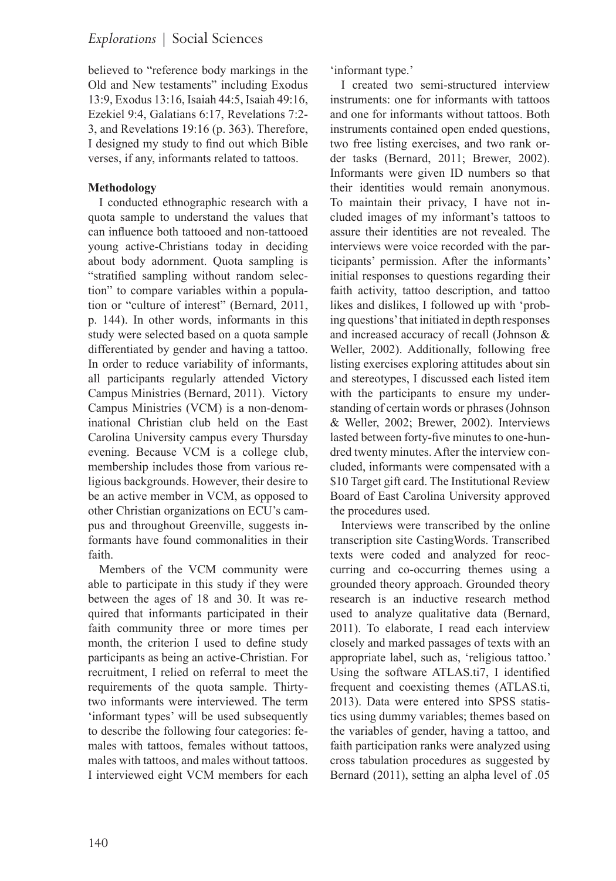believed to "reference body markings in the Old and New testaments" including Exodus 13:9, Exodus 13:16, Isaiah 44:5, Isaiah 49:16, Ezekiel 9:4, Galatians 6:17, Revelations 7:2-3, and Revelations 19:16 (p. 363). Therefore, I designed my study to find out which Bible verses, if any, informants related to tattoos.

**Methodology**

I conducted ethnographic research with a quota sample to understand the values that can influence both tattooed and non-tattooed young active-Christians today in deciding about body adornment. Quota sampling is "stratified sampling without random selection" to compare variables within a population or "culture of interest" (Bernard, 2011, p. 144). In other words, informants in this study were selected based on a quota sample differentiated by gender and having a tattoo. In order to reduce variability of informants, all participants regularly attended Victory Campus Ministries (Bernard, 2011). Victory Campus Ministries (VCM) is a non-denominational Christian club held on the East Carolina University campus every Thursday evening. Because VCM is a college club, membership includes those from various religious backgrounds. However, their desire to be an active member in VCM, as opposed to other Christian organizations on ECU's campus and throughout Greenville, suggests informants have found commonalities in their faith.

Members of the VCM community were able to participate in this study if they were between the ages of 18 and 30. It was required that informants participated in their faith community three or more times per month, the criterion I used to define study participants as being an active-Christian. For recruitment, I relied on referral to meet the requirements of the quota sample. Thirty-two informants were interviewed. The term 'informant types' will be used subsequently to describe the following four categories: females with tattoos, females without tattoos, males with tattoos, and males without tattoos. I interviewed eight VCM members for each 'informant type.'

I created two semi-structured interview instruments: one for informants with tattoos and one for informants without tattoos. Both instruments contained open ended questions, two free listing exercises, and two rank order tasks (Bernard, 2011; Brewer, 2002). Informants were given ID numbers so that their identities would remain anonymous. To maintain their privacy, I have not included images of my informant's tattoos to assure their identities are not revealed. The interviews were voice recorded with the participants' permission. After the informants' initial responses to questions regarding their faith activity, tattoo description, and tattoo likes and dislikes, I followed up with 'probing questions' that initiated in depth responses and increased accuracy of recall (Johnson & Weller, 2002). Additionally, following free listing exercises exploring attitudes about sin and stereotypes, I discussed each listed item with the participants to ensure my understanding of certain words or phrases (Johnson & Weller, 2002; Brewer, 2002). Interviews lasted between forty-five minutes to one-hundred twenty minutes. After the interview concluded, informants were compensated with a $10 Target gift card. The Institutional Review Board of East Carolina University approved the procedures used.

Interviews were transcribed by the online transcription site CastingWords. Transcribed texts were coded and analyzed for reoccurring and co-occurring themes using a grounded theory approach. Grounded theory research is an inductive research method used to analyze qualitative data (Bernard, 2011). To elaborate, I read each interview closely and marked passages of texts with an appropriate label, such as, 'religious tattoo.' Using the software ATLAS.ti7, I identified frequent and coexisting themes (ATLAS.ti, 2013). Data were entered into SPSS statistics using dummy variables; themes based on the variables of gender, having a tattoo, and faith participation ranks were analyzed using cross tabulation procedures as suggested by Bernard (2011), setting an alpha level of .05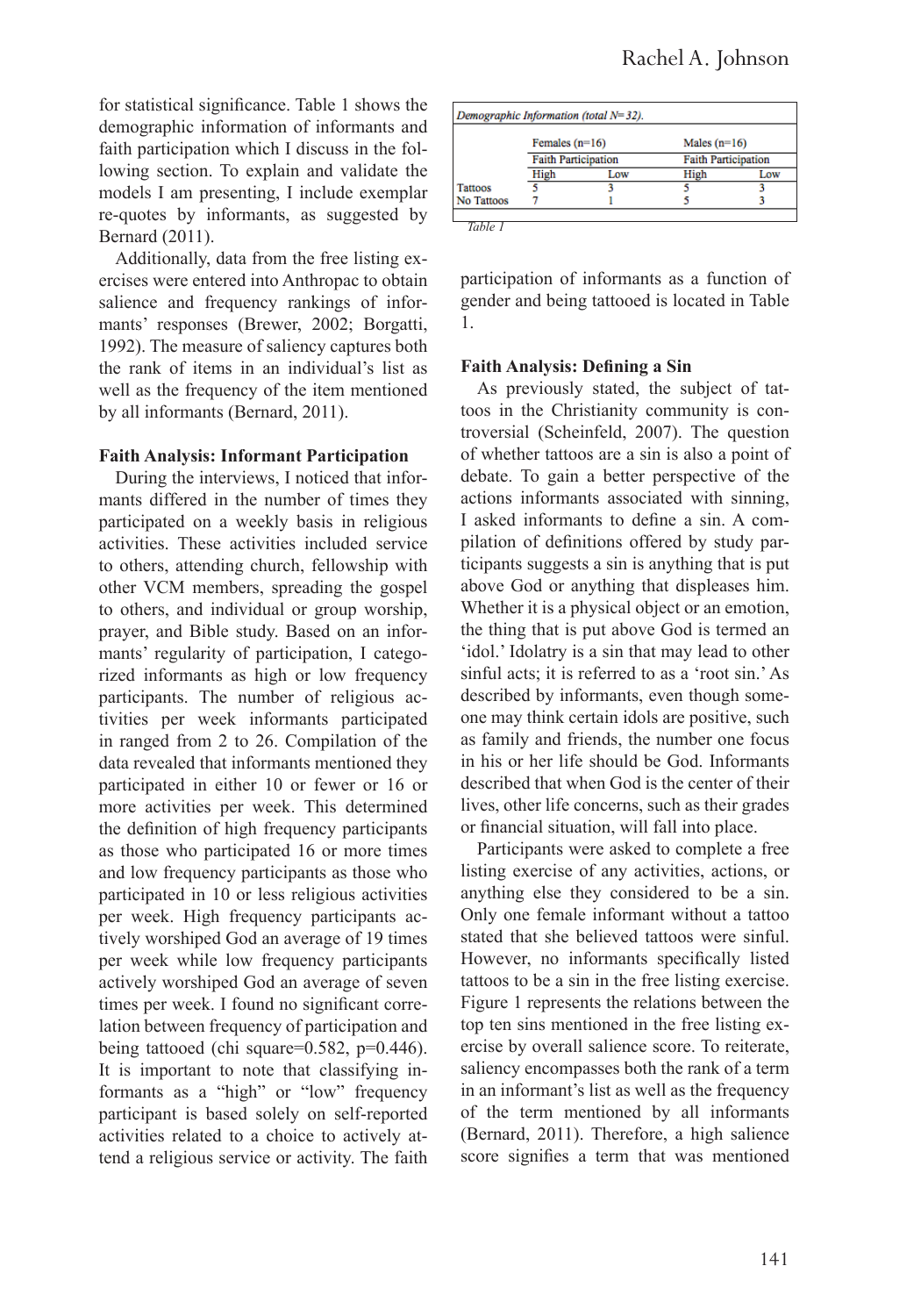for statistical significance. Table 1 shows the demographic information of informants and faith participation which I discuss in the following section. To explain and validate the models I am presenting, I include exemplar re-quotes by informants, as suggested by Bernard (2011).

Additionally, data from the free listing exercises were entered into Anthropac to obtain salience and frequency rankings of informants' responses (Brewer, 2002; Borgatti, 1992). The measure of saliency captures both the rank of items in an individual's list as well as the frequency of the item mentioned by all informants (Bernard, 2011).

### Faith Analysis: Informant Participation

During the interviews, I noticed that informants differed in the number of times they participated on a weekly basis in religious activities. These activities included service to others, attending church, fellowship with other VCM members, spreading the gospel to others, and individual or group worship, prayer, and Bible study. Based on an informants' regularity of participation, I categorized informants as high or low frequency participants. The number of religious activities per week informants participated in ranged from 2 to 26. Compilation of the data revealed that informants mentioned they participated in either 10 or fewer or 16 or more activities per week. This determined the definition of high frequency participants as those who participated 16 or more times and low frequency participants as those who participated in 10 or less religious activities per week. High frequency participants actively worshiped God an average of 19 times per week while low frequency participants actively worshiped God an average of seven times per week. I found no significant correlation between frequency of participation and being tattooed (chi square=0.582, p=0.446). It is important to note that classifying informants as a "high" or "low" frequency participant is based solely on self-reported activities related to a choice to actively attend a religious service or activity. The faith participation of informants as a function of gender and being tattooed is located in Table 1.

*Demographic Information (total N= 32).*

| | Females (n=16) | | Males (n=16) | |
|---|---|---|---|---|
| | Faith Participation | | Faith Participation | |
| | High | Low | High | Low |
| Tattoos | 5 | 3 | 5 | 3 |
| No Tattoos | 7 | 1 | 5 | 3 |

*Table 1*

### Faith Analysis: Defining a Sin

As previously stated, the subject of tattoos in the Christianity community is controversial (Scheinfeld, 2007). The question of whether tattoos are a sin is also a point of debate. To gain a better perspective of the actions informants associated with sinning, I asked informants to define a sin. A compilation of definitions offered by study participants suggests a sin is anything that is put above God or anything that displeases him. Whether it is a physical object or an emotion, the thing that is put above God is termed an 'idol.' Idolatry is a sin that may lead to other sinful acts; it is referred to as a 'root sin.' As described by informants, even though someone may think certain idols are positive, such as family and friends, the number one focus in his or her life should be God. Informants described that when God is the center of their lives, other life concerns, such as their grades or financial situation, will fall into place.

Participants were asked to complete a free listing exercise of any activities, actions, or anything else they considered to be a sin. Only one female informant without a tattoo stated that she believed tattoos were sinful. However, no informants specifically listed tattoos to be a sin in the free listing exercise. Figure 1 represents the relations between the top ten sins mentioned in the free listing exercise by overall salience score. To reiterate, saliency encompasses both the rank of a term in an informant's list as well as the frequency of the term mentioned by all informants (Bernard, 2011). Therefore, a high salience score signifies a term that was mentioned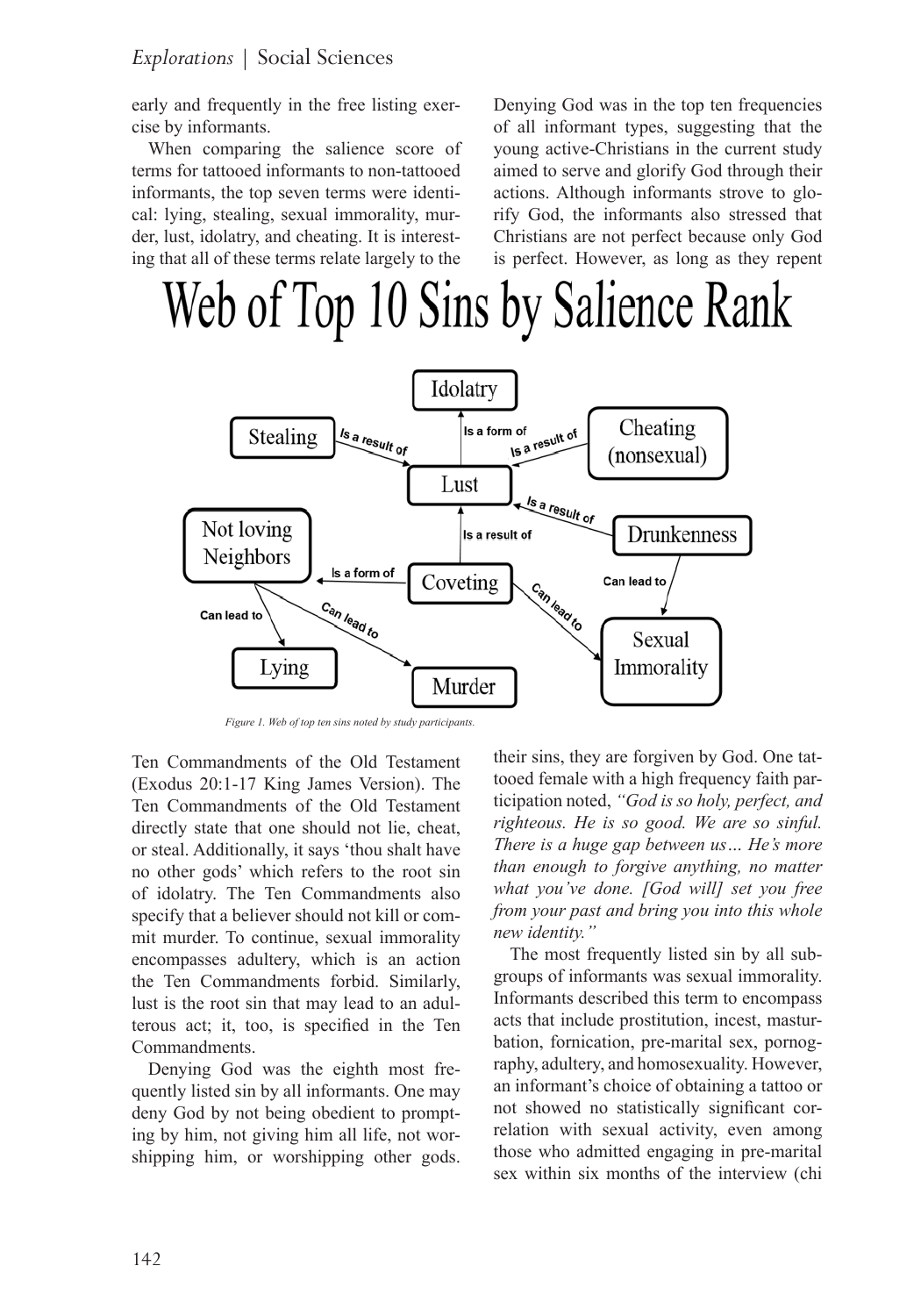early and frequently in the free listing exercise by informants.

When comparing the salience score of terms for tattooed informants to non-tattooed informants, the top seven terms were identical: lying, stealing, sexual immorality, murder, lust, idolatry, and cheating. It is interesting that all of these terms relate largely to the Ten Commandments of the Old Testament (Exodus 20:1-17 King James Version). The Ten Commandments of the Old Testament directly state that one should not lie, cheat, or steal. Additionally, it says 'thou shalt have no other gods' which refers to the root sin of idolatry. The Ten Commandments also specify that a believer should not kill or commit murder. To continue, sexual immorality encompasses adultery, which is an action the Ten Commandments forbid. Similarly, lust is the root sin that may lead to an adulterous act; it, too, is specified in the Ten Commandments.

Denying God was the eighth most frequently listed sin by all informants. One may deny God by not being obedient to prompting by him, not giving him all life, not worshipping him, or worshipping other gods. Denying God was in the top ten frequencies of all informant types, suggesting that the young active-Christians in the current study aimed to serve and glorify God through their actions. Although informants strove to glorify God, the informants also stressed that Christians are not perfect because only God is perfect. However, as long as they repent their sins, they are forgiven by God. One tattooed female with a high frequency faith participation noted, *"God is so holy, perfect, and righteous. He is so good. We are so sinful. There is a huge gap between us… He's more than enough to forgive anything, no matter what you've done. [God will] set you free from your past and bring you into this whole new identity."*

*Figure 1. Web of top ten sins noted by study participants.*

The most frequently listed sin by all subgroups of informants was sexual immorality. Informants described this term to encompass acts that include prostitution, incest, masturbation, fornication, pre-marital sex, pornography, adultery, and homosexuality. However, an informant's choice of obtaining a tattoo or not showed no statistically significant correlation with sexual activity, even among those who admitted engaging in pre-marital sex within six months of the interview (chi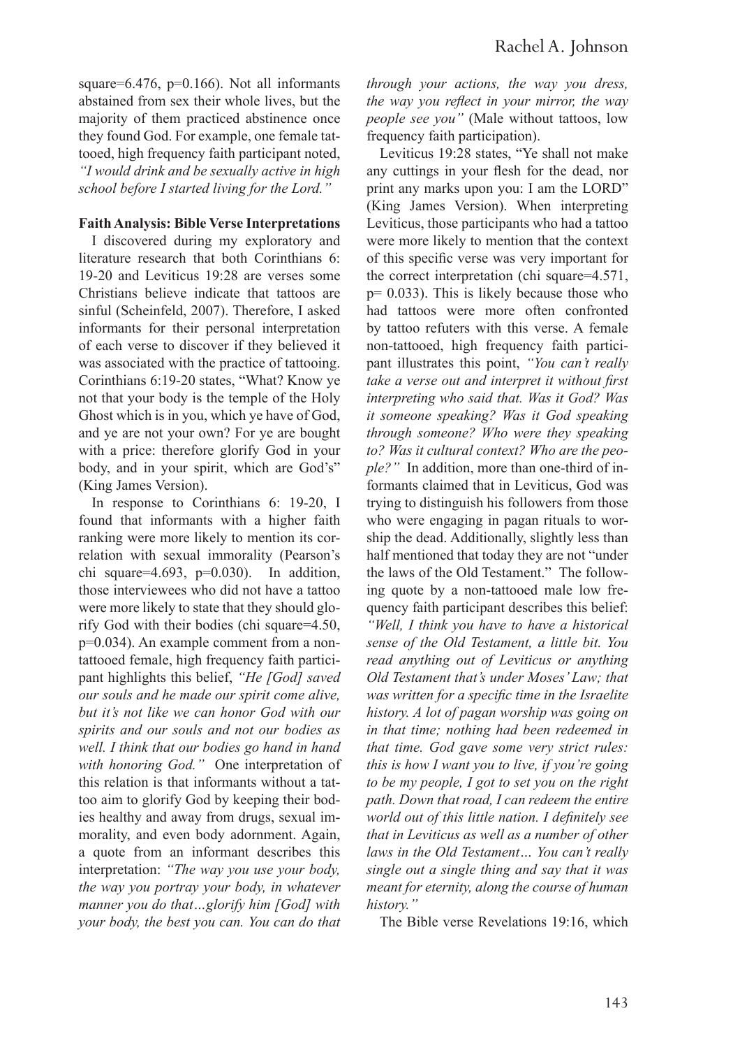square=6.476, p=0.166). Not all informants abstained from sex their whole lives, but the majority of them practiced abstinence once they found God. For example, one female tattooed, high frequency faith participant noted, *"I would drink and be sexually active in high school before I started living for the Lord."*

**Faith Analysis: Bible Verse Interpretations**

I discovered during my exploratory and literature research that both Corinthians 6: 19-20 and Leviticus 19:28 are verses some Christians believe indicate that tattoos are sinful (Scheinfeld, 2007). Therefore, I asked informants for their personal interpretation of each verse to discover if they believed it was associated with the practice of tattooing. Corinthians 6:19-20 states, "What? Know ye not that your body is the temple of the Holy Ghost which is in you, which ye have of God, and ye are not your own? For ye are bought with a price: therefore glorify God in your body, and in your spirit, which are God's" (King James Version).

In response to Corinthians 6: 19-20, I found that informants with a higher faith ranking were more likely to mention its correlation with sexual immorality (Pearson's chi square=4.693, p=0.030). In addition, those interviewees who did not have a tattoo were more likely to state that they should glorify God with their bodies (chi square=4.50, p=0.034). An example comment from a non-tattooed female, high frequency faith participant highlights this belief, *"He [God] saved our souls and he made our spirit come alive, but it's not like we can honor God with our spirits and our souls and not our bodies as well. I think that our bodies go hand in hand with honoring God."* One interpretation of this relation is that informants without a tattoo aim to glorify God by keeping their bodies healthy and away from drugs, sexual immorality, and even body adornment. Again, a quote from an informant describes this interpretation: *"The way you use your body, the way you portray your body, in whatever manner you do that…glorify him [God] with your body, the best you can. You can do that through your actions, the way you dress, the way you reflect in your mirror, the way people see you"* (Male without tattoos, low frequency faith participation).

Leviticus 19:28 states, "Ye shall not make any cuttings in your flesh for the dead, nor print any marks upon you: I am the LORD" (King James Version). When interpreting Leviticus, those participants who had a tattoo were more likely to mention that the context of this specific verse was very important for the correct interpretation (chi square=4.571, p= 0.033). This is likely because those who had tattoos were more often confronted by tattoo refuters with this verse. A female non-tattooed, high frequency faith participant illustrates this point, *"You can't really take a verse out and interpret it without first interpreting who said that. Was it God? Was it someone speaking? Was it God speaking through someone? Who were they speaking to? Was it cultural context? Who are the people?"* In addition, more than one-third of informants claimed that in Leviticus, God was trying to distinguish his followers from those who were engaging in pagan rituals to worship the dead. Additionally, slightly less than half mentioned that today they are not "under the laws of the Old Testament." The following quote by a non-tattooed male low frequency faith participant describes this belief: *"Well, I think you have to have a historical sense of the Old Testament, a little bit. You read anything out of Leviticus or anything Old Testament that's under Moses' Law; that was written for a specific time in the Israelite history. A lot of pagan worship was going on in that time; nothing had been redeemed in that time. God gave some very strict rules: this is how I want you to live, if you're going to be my people, I got to set you on the right path. Down that road, I can redeem the entire world out of this little nation. I definitely see that in Leviticus as well as a number of other laws in the Old Testament… You can't really single out a single thing and say that it was meant for eternity, along the course of human history."*

The Bible verse Revelations 19:16, which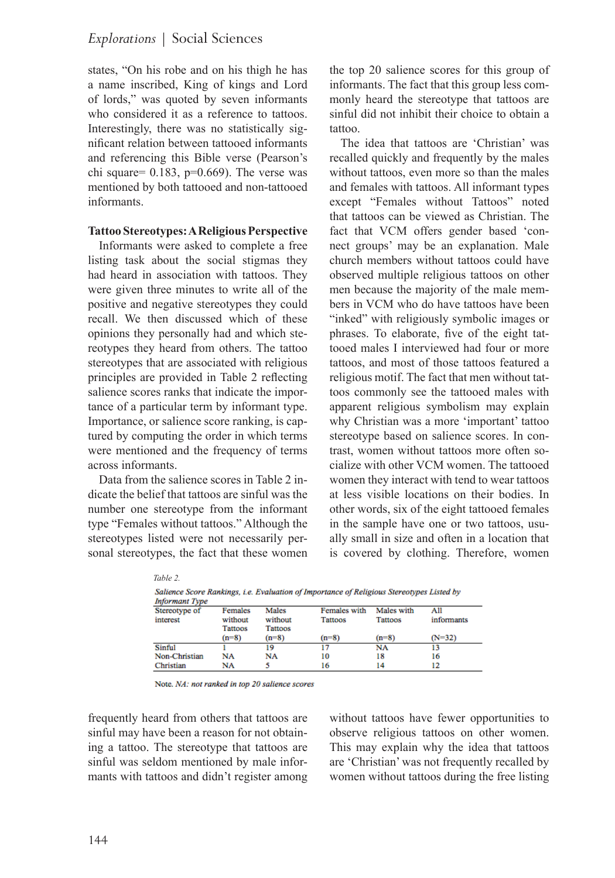states, "On his robe and on his thigh he has a name inscribed, King of kings and Lord of lords," was quoted by seven informants who considered it as a reference to tattoos. Interestingly, there was no statistically significant relation between tattooed informants and referencing this Bible verse (Pearson's chi square= 0.183, p=0.669). The verse was mentioned by both tattooed and non-tattooed informants.

### Tattoo Stereotypes: A Religious Perspective

Informants were asked to complete a free listing task about the social stigmas they had heard in association with tattoos. They were given three minutes to write all of the positive and negative stereotypes they could recall. We then discussed which of these opinions they personally had and which stereotypes they heard from others. The tattoo stereotypes that are associated with religious principles are provided in Table 2 reflecting salience scores ranks that indicate the importance of a particular term by informant type. Importance, or salience score ranking, is captured by computing the order in which terms were mentioned and the frequency of terms across informants.

Data from the salience scores in Table 2 indicate the belief that tattoos are sinful was the number one stereotype from the informant type "Females without tattoos." Although the stereotypes listed were not necessarily personal stereotypes, the fact that these women frequently heard from others that tattoos are sinful may have been a reason for not obtaining a tattoo. The stereotype that tattoos are sinful was seldom mentioned by male informants with tattoos and didn't register among the top 20 salience scores for this group of informants. The fact that this group less commonly heard the stereotype that tattoos are sinful did not inhibit their choice to obtain a tattoo.

The idea that tattoos are 'Christian' was recalled quickly and frequently by the males without tattoos, even more so than the males and females with tattoos. All informant types except "Females without Tattoos" noted that tattoos can be viewed as Christian. The fact that VCM offers gender based 'connect groups' may be an explanation. Male church members without tattoos could have observed multiple religious tattoos on other men because the majority of the male members in VCM who do have tattoos have been "inked" with religiously symbolic images or phrases. To elaborate, five of the eight tattooed males I interviewed had four or more tattoos, and most of those tattoos featured a religious motif. The fact that men without tattoos commonly see the tattooed males with apparent religious symbolism may explain why Christian was a more 'important' tattoo stereotype based on salience scores. In contrast, women without tattoos more often socialize with other VCM women. The tattooed women they interact with tend to wear tattoos at less visible locations on their bodies. In other words, six of the eight tattooed females in the sample have one or two tattoos, usually small in size and often in a location that is covered by clothing. Therefore, women without tattoos have fewer opportunities to observe religious tattoos on other women. This may explain why the idea that tattoos are 'Christian' was not frequently recalled by women without tattoos during the free listing

*Table 2.*

*Salience Score Rankings, i.e. Evaluation of Importance of Religious Stereotypes Listed by Informant Type*

| Stereotype of interest | Females without Tattoos (n=8) | Males without Tattoos (n=8) | Females with Tattoos (n=8) | Males with Tattoos (n=8) | All informants (N=32) |
|---|---|---|---|---|---|
| Sinful | 1 | 19 | 17 | NA | 13 |
| Non-Christian | NA | NA | 10 | 18 | 16 |
| Christian | NA | 5 | 16 | 14 | 12 |

Note. *NA: not ranked in top 20 salience scores*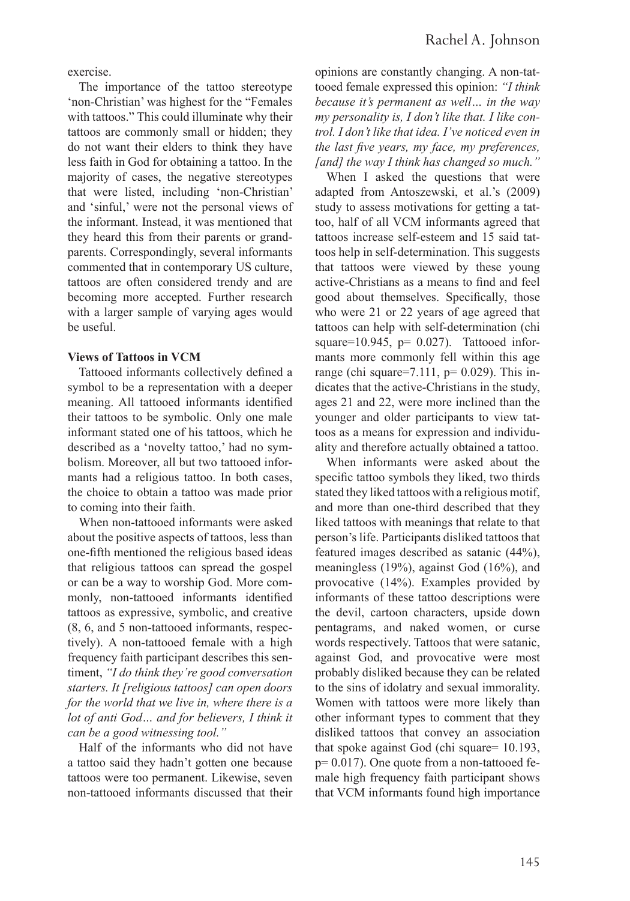exercise.

The importance of the tattoo stereotype 'non-Christian' was highest for the "Females with tattoos." This could illuminate why their tattoos are commonly small or hidden; they do not want their elders to think they have less faith in God for obtaining a tattoo. In the majority of cases, the negative stereotypes that were listed, including 'non-Christian' and 'sinful,' were not the personal views of the informant. Instead, it was mentioned that they heard this from their parents or grandparents. Correspondingly, several informants commented that in contemporary US culture, tattoos are often considered trendy and are becoming more accepted. Further research with a larger sample of varying ages would be useful.

**Views of Tattoos in VCM**

Tattooed informants collectively defined a symbol to be a representation with a deeper meaning. All tattooed informants identified their tattoos to be symbolic. Only one male informant stated one of his tattoos, which he described as a 'novelty tattoo,' had no symbolism. Moreover, all but two tattooed informants had a religious tattoo. In both cases, the choice to obtain a tattoo was made prior to coming into their faith.

When non-tattooed informants were asked about the positive aspects of tattoos, less than one-fifth mentioned the religious based ideas that religious tattoos can spread the gospel or can be a way to worship God. More commonly, non-tattooed informants identified tattoos as expressive, symbolic, and creative (8, 6, and 5 non-tattooed informants, respectively). A non-tattooed female with a high frequency faith participant describes this sentiment, *"I do think they're good conversation starters. It [religious tattoos] can open doors for the world that we live in, where there is a lot of anti God… and for believers, I think it can be a good witnessing tool."*

Half of the informants who did not have a tattoo said they hadn't gotten one because tattoos were too permanent. Likewise, seven non-tattooed informants discussed that their opinions are constantly changing. A non-tattooed female expressed this opinion: *"I think because it's permanent as well… in the way my personality is, I don't like that. I like control. I don't like that idea. I've noticed even in the last five years, my face, my preferences, [and] the way I think has changed so much."*

When I asked the questions that were adapted from Antoszewski, et al.'s (2009) study to assess motivations for getting a tattoo, half of all VCM informants agreed that tattoos increase self-esteem and 15 said tattoos help in self-determination. This suggests that tattoos were viewed by these young active-Christians as a means to find and feel good about themselves. Specifically, those who were 21 or 22 years of age agreed that tattoos can help with self-determination (chi square=10.945, $p= 0.027$). Tattooed informants more commonly fell within this age range (chi square=7.111, $p= 0.029$). This indicates that the active-Christians in the study, ages 21 and 22, were more inclined than the younger and older participants to view tattoos as a means for expression and individuality and therefore actually obtained a tattoo.

When informants were asked about the specific tattoo symbols they liked, two thirds stated they liked tattoos with a religious motif, and more than one-third described that they liked tattoos with meanings that relate to that person's life. Participants disliked tattoos that featured images described as satanic (44%), meaningless (19%), against God (16%), and provocative (14%). Examples provided by informants of these tattoo descriptions were the devil, cartoon characters, upside down pentagrams, and naked women, or curse words respectively. Tattoos that were satanic, against God, and provocative were most probably disliked because they can be related to the sins of idolatry and sexual immorality. Women with tattoos were more likely than other informant types to comment that they disliked tattoos that convey an association that spoke against God (chi square= 10.193, $p= 0.017$). One quote from a non-tattooed female high frequency faith participant shows that VCM informants found high importance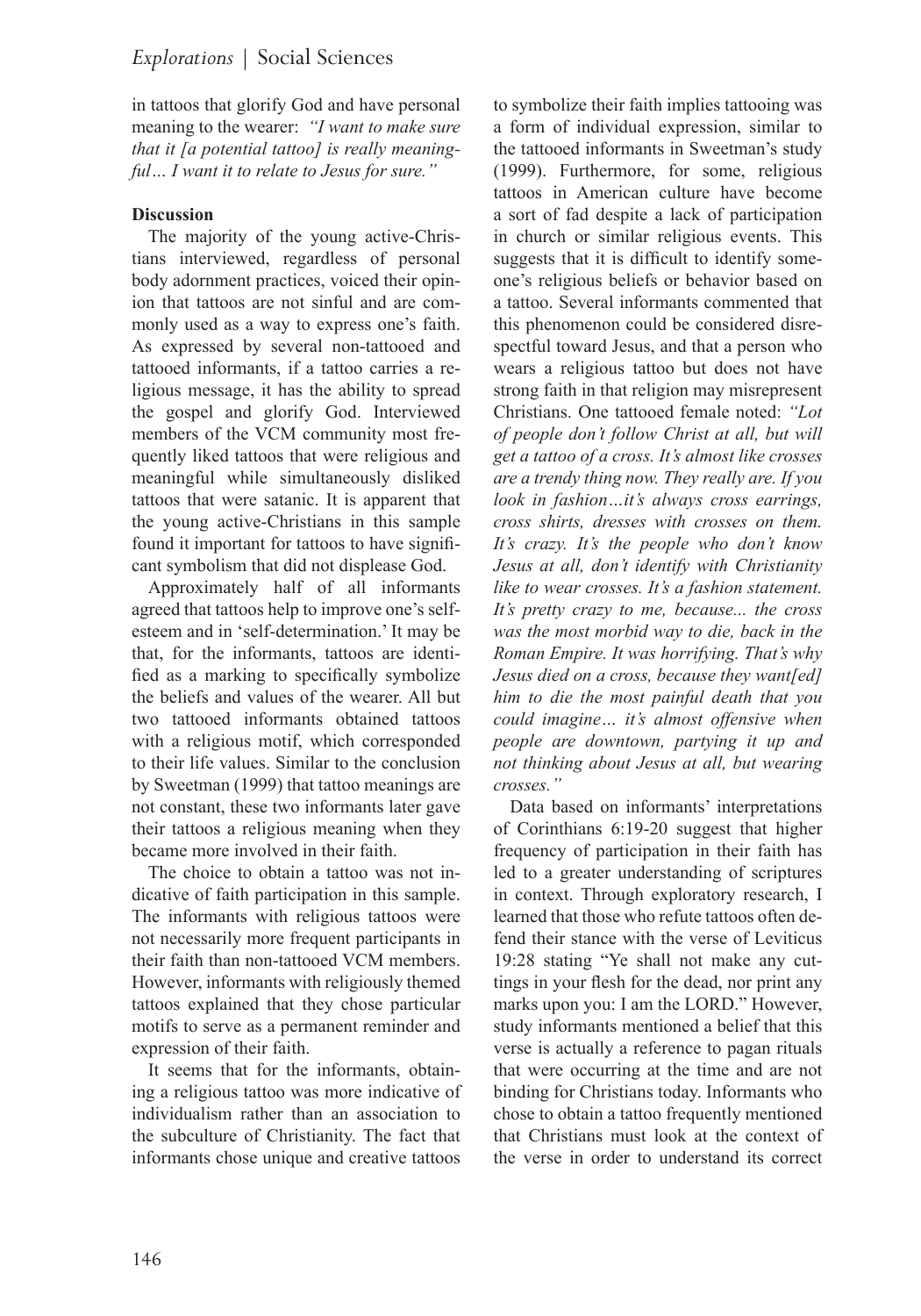in tattoos that glorify God and have personal meaning to the wearer: *"I want to make sure that it [a potential tattoo] is really meaningful… I want it to relate to Jesus for sure."*

**Discussion**

The majority of the young active-Christians interviewed, regardless of personal body adornment practices, voiced their opinion that tattoos are not sinful and are commonly used as a way to express one's faith. As expressed by several non-tattooed and tattooed informants, if a tattoo carries a religious message, it has the ability to spread the gospel and glorify God. Interviewed members of the VCM community most frequently liked tattoos that were religious and meaningful while simultaneously disliked tattoos that were satanic. It is apparent that the young active-Christians in this sample found it important for tattoos to have significant symbolism that did not displease God.

Approximately half of all informants agreed that tattoos help to improve one's self-esteem and in 'self-determination.' It may be that, for the informants, tattoos are identified as a marking to specifically symbolize the beliefs and values of the wearer. All but two tattooed informants obtained tattoos with a religious motif, which corresponded to their life values. Similar to the conclusion by Sweetman (1999) that tattoo meanings are not constant, these two informants later gave their tattoos a religious meaning when they became more involved in their faith.

The choice to obtain a tattoo was not indicative of faith participation in this sample. The informants with religious tattoos were not necessarily more frequent participants in their faith than non-tattooed VCM members. However, informants with religiously themed tattoos explained that they chose particular motifs to serve as a permanent reminder and expression of their faith.

It seems that for the informants, obtaining a religious tattoo was more indicative of individualism rather than an association to the subculture of Christianity. The fact that informants chose unique and creative tattoos to symbolize their faith implies tattooing was a form of individual expression, similar to the tattooed informants in Sweetman's study (1999). Furthermore, for some, religious tattoos in American culture have become a sort of fad despite a lack of participation in church or similar religious events. This suggests that it is difficult to identify someone's religious beliefs or behavior based on a tattoo. Several informants commented that this phenomenon could be considered disrespectful toward Jesus, and that a person who wears a religious tattoo but does not have strong faith in that religion may misrepresent Christians. One tattooed female noted: *"Lot of people don't follow Christ at all, but will get a tattoo of a cross. It's almost like crosses are a trendy thing now. They really are. If you look in fashion…it's always cross earrings, cross shirts, dresses with crosses on them. It's crazy. It's the people who don't know Jesus at all, don't identify with Christianity like to wear crosses. It's a fashion statement. It's pretty crazy to me, because... the cross was the most morbid way to die, back in the Roman Empire. It was horrifying. That's why Jesus died on a cross, because they want[ed] him to die the most painful death that you could imagine… it's almost offensive when people are downtown, partying it up and not thinking about Jesus at all, but wearing crosses."*

Data based on informants' interpretations of Corinthians 6:19-20 suggest that higher frequency of participation in their faith has led to a greater understanding of scriptures in context. Through exploratory research, I learned that those who refute tattoos often defend their stance with the verse of Leviticus 19:28 stating "Ye shall not make any cuttings in your flesh for the dead, nor print any marks upon you: I am the LORD." However, study informants mentioned a belief that this verse is actually a reference to pagan rituals that were occurring at the time and are not binding for Christians today. Informants who chose to obtain a tattoo frequently mentioned that Christians must look at the context of the verse in order to understand its correct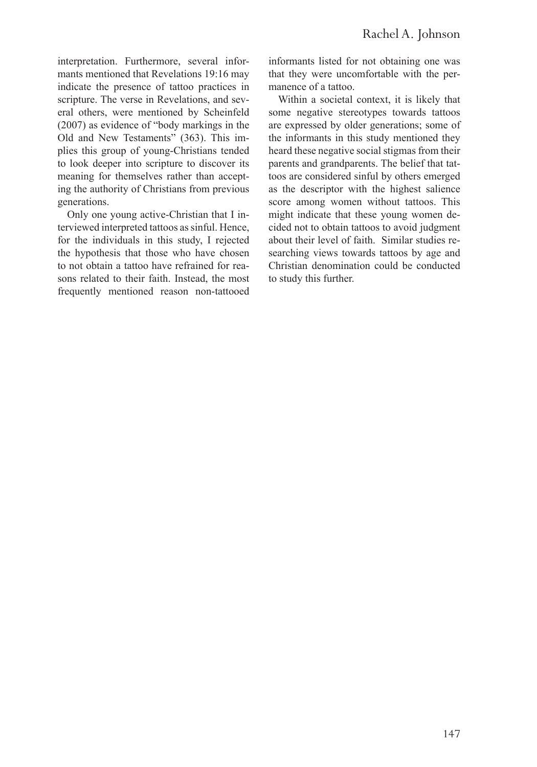interpretation. Furthermore, several informants mentioned that Revelations 19:16 may indicate the presence of tattoo practices in scripture. The verse in Revelations, and several others, were mentioned by Scheinfeld (2007) as evidence of "body markings in the Old and New Testaments" (363). This implies this group of young-Christians tended to look deeper into scripture to discover its meaning for themselves rather than accepting the authority of Christians from previous generations.

Only one young active-Christian that I interviewed interpreted tattoos as sinful. Hence, for the individuals in this study, I rejected the hypothesis that those who have chosen to not obtain a tattoo have refrained for reasons related to their faith. Instead, the most frequently mentioned reason non-tattooed informants listed for not obtaining one was that they were uncomfortable with the permanence of a tattoo.

Within a societal context, it is likely that some negative stereotypes towards tattoos are expressed by older generations; some of the informants in this study mentioned they heard these negative social stigmas from their parents and grandparents. The belief that tattoos are considered sinful by others emerged as the descriptor with the highest salience score among women without tattoos. This might indicate that these young women decided not to obtain tattoos to avoid judgment about their level of faith. Similar studies researching views towards tattoos by age and Christian denomination could be conducted to study this further.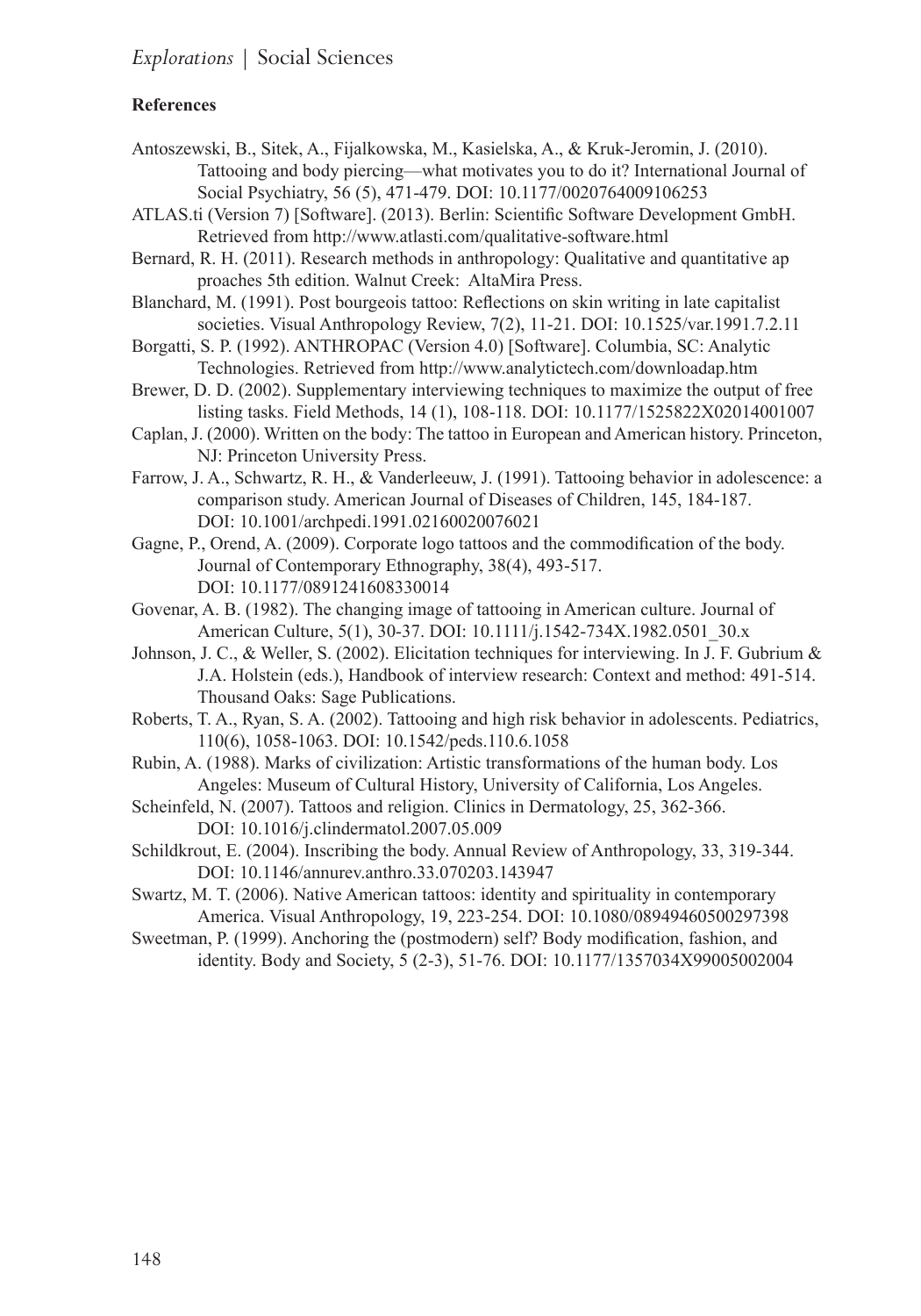**References**

Antoszewski, B., Sitek, A., Fijalkowska, M., Kasielska, A., & Kruk-Jeromin, J. (2010). Tattooing and body piercing—what motivates you to do it? International Journal of Social Psychiatry, 56 (5), 471-479. DOI: 10.1177/0020764009106253

ATLAS.ti (Version 7) [Software]. (2013). Berlin: Scientific Software Development GmbH. Retrieved from http://www.atlasti.com/qualitative-software.html

Bernard, R. H. (2011). Research methods in anthropology: Qualitative and quantitative ap proaches 5th edition. Walnut Creek: AltaMira Press.

Blanchard, M. (1991). Post bourgeois tattoo: Reflections on skin writing in late capitalist societies. Visual Anthropology Review, 7(2), 11-21. DOI: 10.1525/var.1991.7.2.11

Borgatti, S. P. (1992). ANTHROPAC (Version 4.0) [Software]. Columbia, SC: Analytic Technologies. Retrieved from http://www.analytictech.com/downloadap.htm

Brewer, D. D. (2002). Supplementary interviewing techniques to maximize the output of free listing tasks. Field Methods, 14 (1), 108-118. DOI: 10.1177/1525822X02014001007

Caplan, J. (2000). Written on the body: The tattoo in European and American history. Princeton, NJ: Princeton University Press.

Farrow, J. A., Schwartz, R. H., & Vanderleeuw, J. (1991). Tattooing behavior in adolescence: a comparison study. American Journal of Diseases of Children, 145, 184-187. DOI: 10.1001/archpedi.1991.02160020076021

Gagne, P., Orend, A. (2009). Corporate logo tattoos and the commodification of the body. Journal of Contemporary Ethnography, 38(4), 493-517. DOI: 10.1177/0891241608330014

Govenar, A. B. (1982). The changing image of tattooing in American culture. Journal of American Culture, 5(1), 30-37. DOI: 10.1111/j.1542-734X.1982.0501_30.x

Johnson, J. C., & Weller, S. (2002). Elicitation techniques for interviewing. In J. F. Gubrium & J.A. Holstein (eds.), Handbook of interview research: Context and method: 491-514. Thousand Oaks: Sage Publications.

Roberts, T. A., Ryan, S. A. (2002). Tattooing and high risk behavior in adolescents. Pediatrics, 110(6), 1058-1063. DOI: 10.1542/peds.110.6.1058

Rubin, A. (1988). Marks of civilization: Artistic transformations of the human body. Los Angeles: Museum of Cultural History, University of California, Los Angeles.

Scheinfeld, N. (2007). Tattoos and religion. Clinics in Dermatology, 25, 362-366. DOI: 10.1016/j.clindermatol.2007.05.009

Schildkrout, E. (2004). Inscribing the body. Annual Review of Anthropology, 33, 319-344. DOI: 10.1146/annurev.anthro.33.070203.143947

Swartz, M. T. (2006). Native American tattoos: identity and spirituality in contemporary America. Visual Anthropology, 19, 223-254. DOI: 10.1080/08949460500297398

Sweetman, P. (1999). Anchoring the (postmodern) self? Body modification, fashion, and identity. Body and Society, 5 (2-3), 51-76. DOI: 10.1177/1357034X99005002004